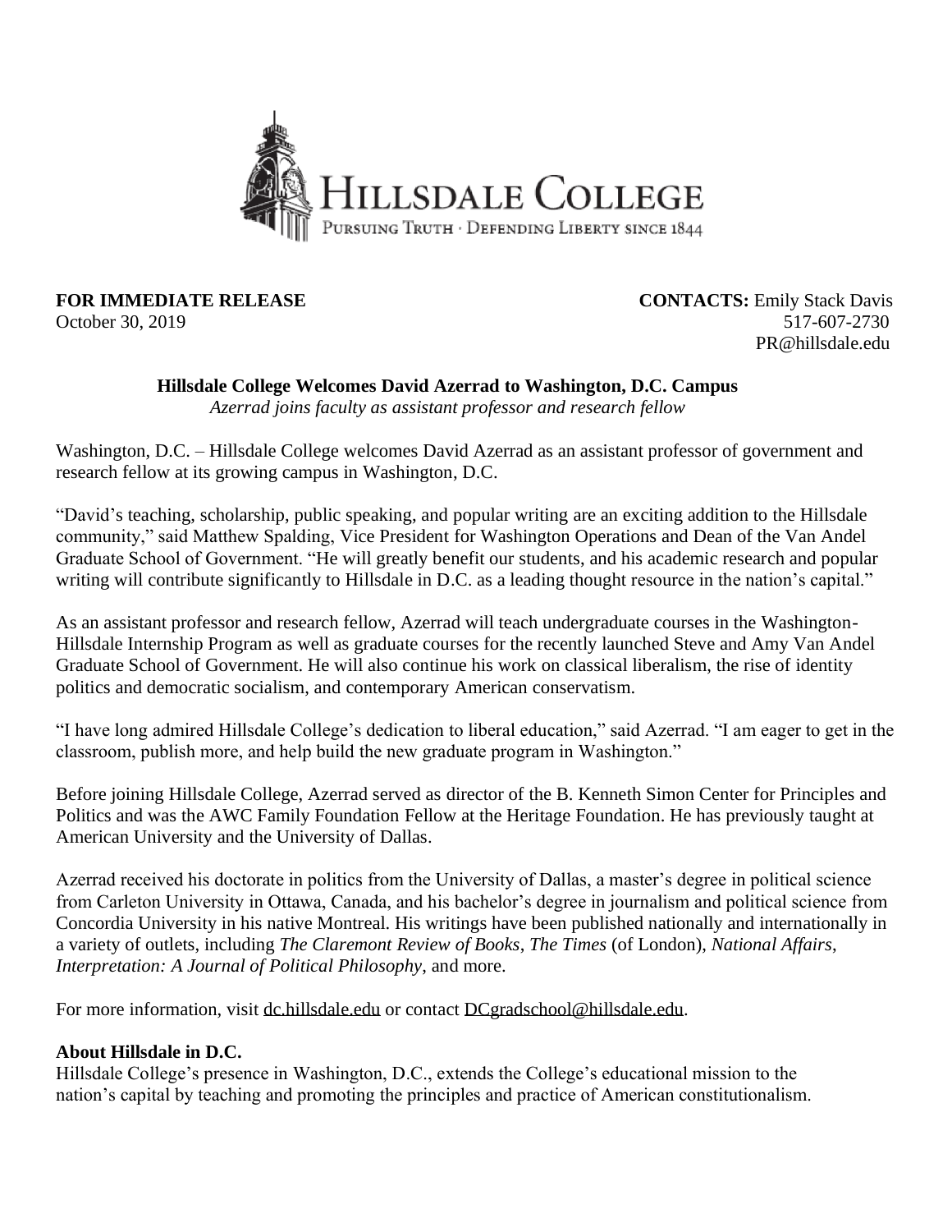**FOR IMMEDIATE RELEASE**
October 30, 2019

**CONTACTS:** Emily Stack Davis
517-607-2730
PR@hillsdale.edu

**Hillsdale College Welcomes David Azerrad to Washington, D.C. Campus**
*Azerrad joins faculty as assistant professor and research fellow*

Washington, D.C. – Hillsdale College welcomes David Azerrad as an assistant professor of government and research fellow at its growing campus in Washington, D.C.

"David's teaching, scholarship, public speaking, and popular writing are an exciting addition to the Hillsdale community," said Matthew Spalding, Vice President for Washington Operations and Dean of the Van Andel Graduate School of Government. "He will greatly benefit our students, and his academic research and popular writing will contribute significantly to Hillsdale in D.C. as a leading thought resource in the nation's capital."

As an assistant professor and research fellow, Azerrad will teach undergraduate courses in the Washington-Hillsdale Internship Program as well as graduate courses for the recently launched Steve and Amy Van Andel Graduate School of Government. He will also continue his work on classical liberalism, the rise of identity politics and democratic socialism, and contemporary American conservatism.

"I have long admired Hillsdale College's dedication to liberal education," said Azerrad. "I am eager to get in the classroom, publish more, and help build the new graduate program in Washington."

Before joining Hillsdale College, Azerrad served as director of the B. Kenneth Simon Center for Principles and Politics and was the AWC Family Foundation Fellow at the Heritage Foundation. He has previously taught at American University and the University of Dallas.

Azerrad received his doctorate in politics from the University of Dallas, a master's degree in political science from Carleton University in Ottawa, Canada, and his bachelor's degree in journalism and political science from Concordia University in his native Montreal. His writings have been published nationally and internationally in a variety of outlets, including *The Claremont Review of Books*, *The Times* (of London), *National Affairs*, *Interpretation: A Journal of Political Philosophy*, and more.

For more information, visit dc.hillsdale.edu or contact DCgradschool@hillsdale.edu.

**About Hillsdale in D.C.**
Hillsdale College's presence in Washington, D.C., extends the College's educational mission to the nation's capital by teaching and promoting the principles and practice of American constitutionalism.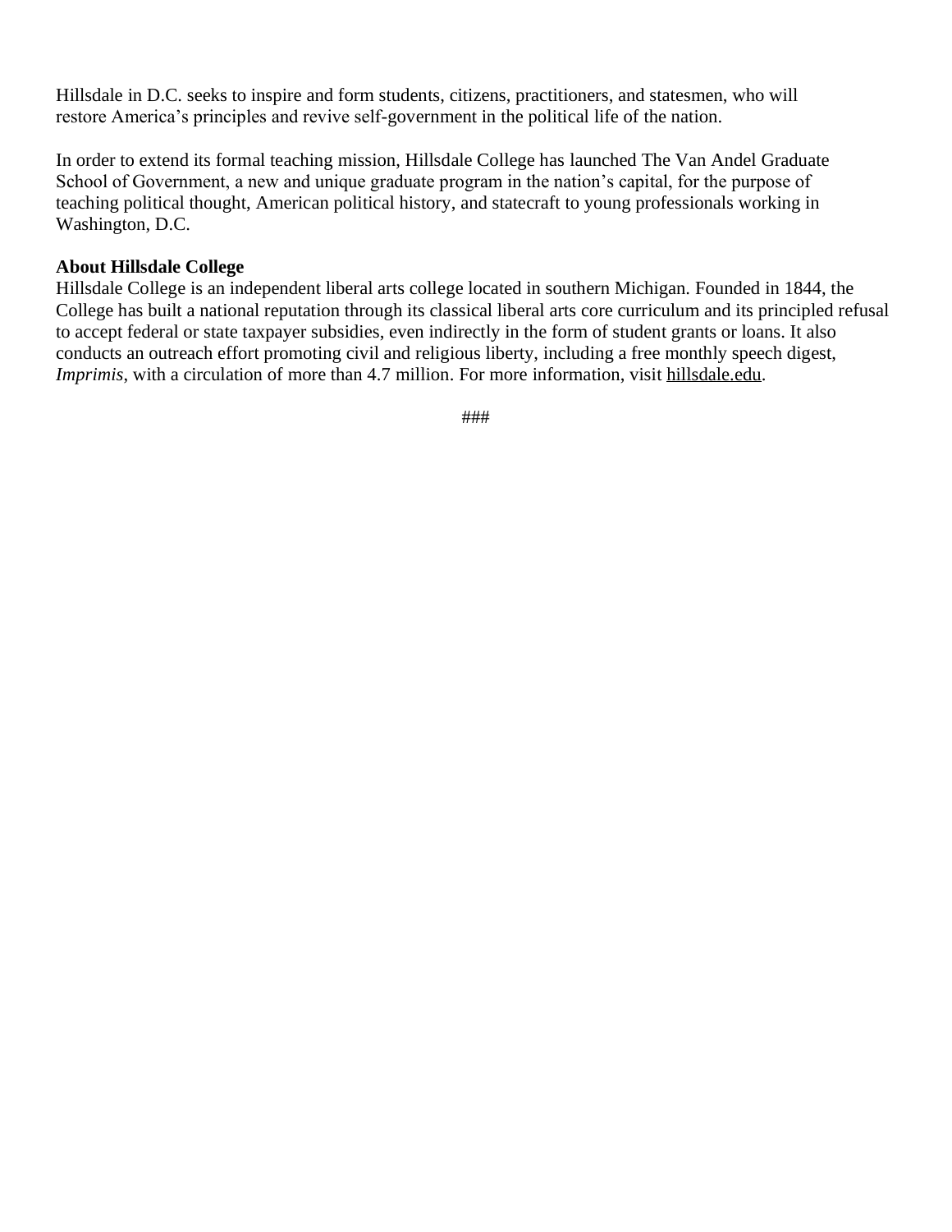Hillsdale in D.C. seeks to inspire and form students, citizens, practitioners, and statesmen, who will restore America's principles and revive self-government in the political life of the nation.

In order to extend its formal teaching mission, Hillsdale College has launched The Van Andel Graduate School of Government, a new and unique graduate program in the nation's capital, for the purpose of teaching political thought, American political history, and statecraft to young professionals working in Washington, D.C.

**About Hillsdale College**

Hillsdale College is an independent liberal arts college located in southern Michigan. Founded in 1844, the College has built a national reputation through its classical liberal arts core curriculum and its principled refusal to accept federal or state taxpayer subsidies, even indirectly in the form of student grants or loans. It also conducts an outreach effort promoting civil and religious liberty, including a free monthly speech digest, *Imprimis*, with a circulation of more than 4.7 million. For more information, visit hillsdale.edu.

###